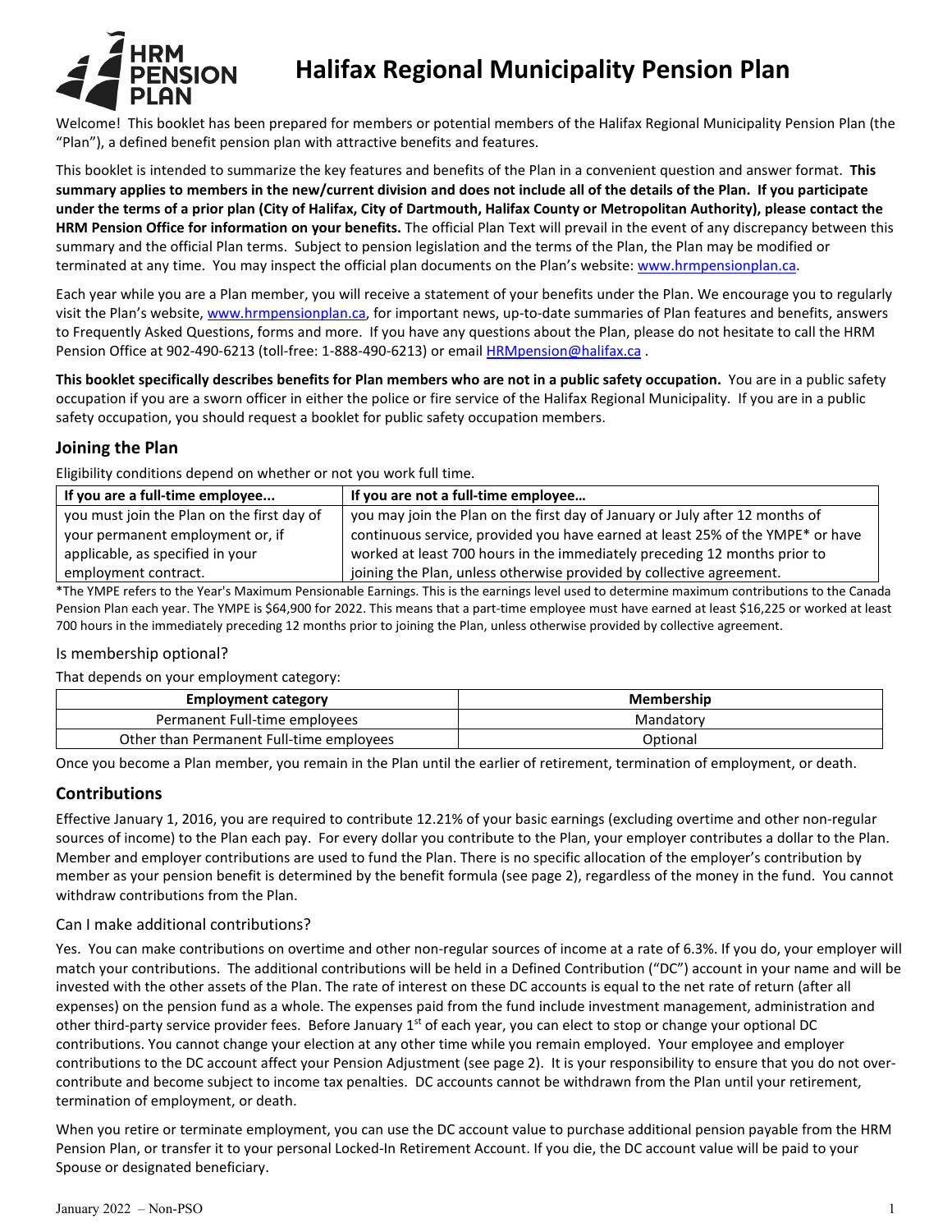# Halifax Regional Municipality Pension Plan

Welcome! This booklet has been prepared for members or potential members of the Halifax Regional Municipality Pension Plan (the "Plan"), a defined benefit pension plan with attractive benefits and features.

This booklet is intended to summarize the key features and benefits of the Plan in a convenient question and answer format. **This summary applies to members in the new/current division and does not include all of the details of the Plan. If you participate under the terms of a prior plan (City of Halifax, City of Dartmouth, Halifax County or Metropolitan Authority), please contact the HRM Pension Office for information on your benefits.** The official Plan Text will prevail in the event of any discrepancy between this summary and the official Plan terms. Subject to pension legislation and the terms of the Plan, the Plan may be modified or terminated at any time. You may inspect the official plan documents on the Plan's website: www.hrmpensionplan.ca.

Each year while you are a Plan member, you will receive a statement of your benefits under the Plan. We encourage you to regularly visit the Plan's website, www.hrmpensionplan.ca, for important news, up-to-date summaries of Plan features and benefits, answers to Frequently Asked Questions, forms and more. If you have any questions about the Plan, please do not hesitate to call the HRM Pension Office at 902-490-6213 (toll-free: 1-888-490-6213) or email HRMpension@halifax.ca .

**This booklet specifically describes benefits for Plan members who are not in a public safety occupation.** You are in a public safety occupation if you are a sworn officer in either the police or fire service of the Halifax Regional Municipality. If you are in a public safety occupation, you should request a booklet for public safety occupation members.

## Joining the Plan

Eligibility conditions depend on whether or not you work full time.

| If you are a full-time employee... | If you are not a full-time employee… |
|---|---|
| you must join the Plan on the first day of your permanent employment or, if applicable, as specified in your employment contract. | you may join the Plan on the first day of January or July after 12 months of continuous service, provided you have earned at least 25% of the YMPE* or have worked at least 700 hours in the immediately preceding 12 months prior to joining the Plan, unless otherwise provided by collective agreement. |

*The YMPE refers to the Year's Maximum Pensionable Earnings. This is the earnings level used to determine maximum contributions to the Canada Pension Plan each year. The YMPE is $64,900 for 2022. This means that a part-time employee must have earned at least $16,225 or worked at least 700 hours in the immediately preceding 12 months prior to joining the Plan, unless otherwise provided by collective agreement.

### Is membership optional?

That depends on your employment category:

| Employment category | Membership |
|---|---|
| Permanent Full-time employees | Mandatory |
| Other than Permanent Full-time employees | Optional |

Once you become a Plan member, you remain in the Plan until the earlier of retirement, termination of employment, or death.

## Contributions

Effective January 1, 2016, you are required to contribute 12.21% of your basic earnings (excluding overtime and other non-regular sources of income) to the Plan each pay. For every dollar you contribute to the Plan, your employer contributes a dollar to the Plan. Member and employer contributions are used to fund the Plan. There is no specific allocation of the employer's contribution by member as your pension benefit is determined by the benefit formula (see page 2), regardless of the money in the fund. You cannot withdraw contributions from the Plan.

### Can I make additional contributions?

Yes. You can make contributions on overtime and other non-regular sources of income at a rate of 6.3%. If you do, your employer will match your contributions. The additional contributions will be held in a Defined Contribution ("DC") account in your name and will be invested with the other assets of the Plan. The rate of interest on these DC accounts is equal to the net rate of return (after all expenses) on the pension fund as a whole. The expenses paid from the fund include investment management, administration and other third-party service provider fees. Before January 1st of each year, you can elect to stop or change your optional DC contributions. You cannot change your election at any other time while you remain employed. Your employee and employer contributions to the DC account affect your Pension Adjustment (see page 2). It is your responsibility to ensure that you do not over-contribute and become subject to income tax penalties. DC accounts cannot be withdrawn from the Plan until your retirement, termination of employment, or death.

When you retire or terminate employment, you can use the DC account value to purchase additional pension payable from the HRM Pension Plan, or transfer it to your personal Locked-In Retirement Account. If you die, the DC account value will be paid to your Spouse or designated beneficiary.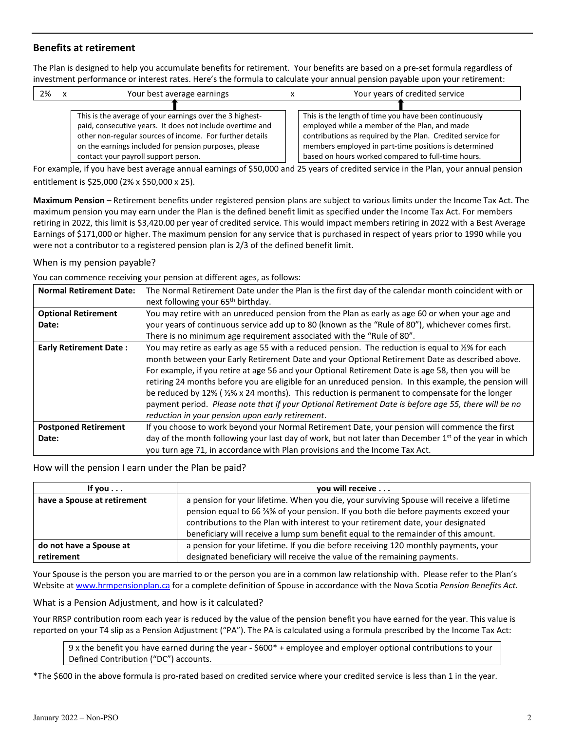## Benefits at retirement

The Plan is designed to help you accumulate benefits for retirement. Your benefits are based on a pre-set formula regardless of investment performance or interest rates. Here's the formula to calculate your annual pension payable upon your retirement:

| 2% | x | Your best average earnings | x | Your years of credited service |
|---|---|---|---|---|
| | | This is the average of your earnings over the 3 highest-paid, consecutive years. It does not include overtime and other non-regular sources of income. For further details on the earnings included for pension purposes, please contact your payroll support person. | | This is the length of time you have been continuously employed while a member of the Plan, and made contributions as required by the Plan. Credited service for members employed in part-time positions is determined based on hours worked compared to full-time hours. |

For example, if you have best average annual earnings of $50,000 and 25 years of credited service in the Plan, your annual pension entitlement is $25,000 (2% x $50,000 x 25).

**Maximum Pension** – Retirement benefits under registered pension plans are subject to various limits under the Income Tax Act. The maximum pension you may earn under the Plan is the defined benefit limit as specified under the Income Tax Act. For members retiring in 2022, this limit is $3,420.00 per year of credited service. This would impact members retiring in 2022 with a Best Average Earnings of $171,000 or higher. The maximum pension for any service that is purchased in respect of years prior to 1990 while you were not a contributor to a registered pension plan is 2/3 of the defined benefit limit.

### When is my pension payable?

You can commence receiving your pension at different ages, as follows:

| | |
|---|---|
| **Normal Retirement Date:** | The Normal Retirement Date under the Plan is the first day of the calendar month coincident with or next following your 65th birthday. |
| **Optional Retirement Date:** | You may retire with an unreduced pension from the Plan as early as age 60 or when your age and your years of continuous service add up to 80 (known as the "Rule of 80"), whichever comes first. There is no minimum age requirement associated with the "Rule of 80". |
| **Early Retirement Date :** | You may retire as early as age 55 with a reduced pension. The reduction is equal to ½% for each month between your Early Retirement Date and your Optional Retirement Date as described above. For example, if you retire at age 56 and your Optional Retirement Date is age 58, then you will be retiring 24 months before you are eligible for an unreduced pension. In this example, the pension will be reduced by 12% ( ½% x 24 months). This reduction is permanent to compensate for the longer payment period. *Please note that if your Optional Retirement Date is before age 55, there will be no reduction in your pension upon early retirement.* |
| **Postponed Retirement Date:** | If you choose to work beyond your Normal Retirement Date, your pension will commence the first day of the month following your last day of work, but not later than December 1st of the year in which you turn age 71, in accordance with Plan provisions and the Income Tax Act. |

### How will the pension I earn under the Plan be paid?

| If you . . . | you will receive . . . |
|---|---|
| **have a Spouse at retirement** | a pension for your lifetime. When you die, your surviving Spouse will receive a lifetime pension equal to 66 ⅔% of your pension. If you both die before payments exceed your contributions to the Plan with interest to your retirement date, your designated beneficiary will receive a lump sum benefit equal to the remainder of this amount. |
| **do not have a Spouse at retirement** | a pension for your lifetime. If you die before receiving 120 monthly payments, your designated beneficiary will receive the value of the remaining payments. |

Your Spouse is the person you are married to or the person you are in a common law relationship with. Please refer to the Plan's Website at www.hrmpensionplan.ca for a complete definition of Spouse in accordance with the Nova Scotia *Pension Benefits Act*.

### What is a Pension Adjustment, and how is it calculated?

Your RRSP contribution room each year is reduced by the value of the pension benefit you have earned for the year. This value is reported on your T4 slip as a Pension Adjustment ("PA"). The PA is calculated using a formula prescribed by the Income Tax Act:

> 9 x the benefit you have earned during the year - $600* + employee and employer optional contributions to your Defined Contribution ("DC") accounts.

*The $600 in the above formula is pro-rated based on credited service where your credited service is less than 1 in the year.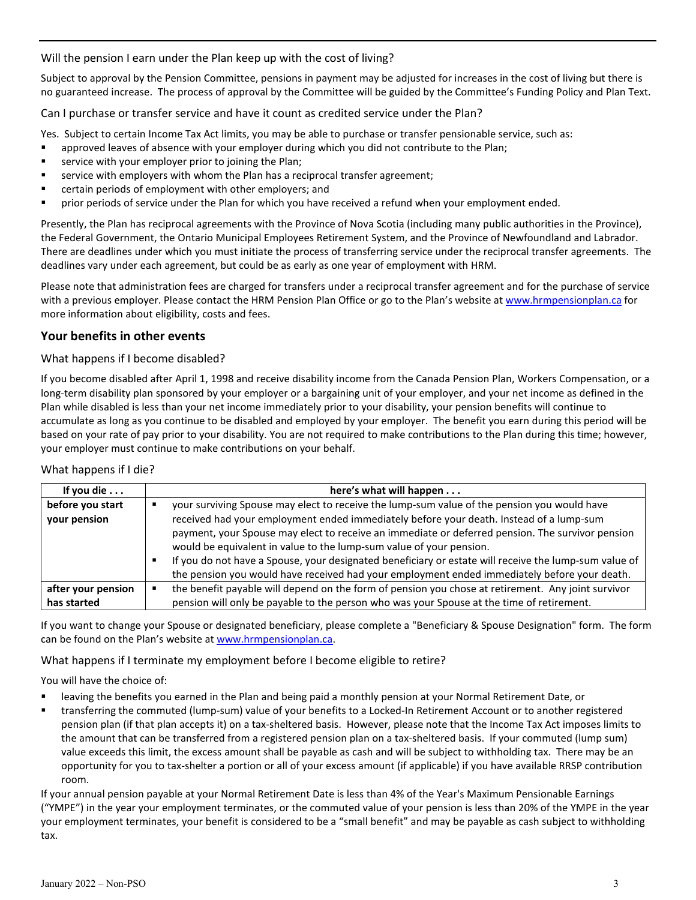### Will the pension I earn under the Plan keep up with the cost of living?

Subject to approval by the Pension Committee, pensions in payment may be adjusted for increases in the cost of living but there is no guaranteed increase. The process of approval by the Committee will be guided by the Committee's Funding Policy and Plan Text.

### Can I purchase or transfer service and have it count as credited service under the Plan?

Yes. Subject to certain Income Tax Act limits, you may be able to purchase or transfer pensionable service, such as:

- approved leaves of absence with your employer during which you did not contribute to the Plan;
- service with your employer prior to joining the Plan;
- service with employers with whom the Plan has a reciprocal transfer agreement;
- certain periods of employment with other employers; and
- prior periods of service under the Plan for which you have received a refund when your employment ended.

Presently, the Plan has reciprocal agreements with the Province of Nova Scotia (including many public authorities in the Province), the Federal Government, the Ontario Municipal Employees Retirement System, and the Province of Newfoundland and Labrador. There are deadlines under which you must initiate the process of transferring service under the reciprocal transfer agreements. The deadlines vary under each agreement, but could be as early as one year of employment with HRM.

Please note that administration fees are charged for transfers under a reciprocal transfer agreement and for the purchase of service with a previous employer. Please contact the HRM Pension Plan Office or go to the Plan's website at www.hrmpensionplan.ca for more information about eligibility, costs and fees.

## Your benefits in other events

### What happens if I become disabled?

If you become disabled after April 1, 1998 and receive disability income from the Canada Pension Plan, Workers Compensation, or a long-term disability plan sponsored by your employer or a bargaining unit of your employer, and your net income as defined in the Plan while disabled is less than your net income immediately prior to your disability, your pension benefits will continue to accumulate as long as you continue to be disabled and employed by your employer. The benefit you earn during this period will be based on your rate of pay prior to your disability. You are not required to make contributions to the Plan during this time; however, your employer must continue to make contributions on your behalf.

### What happens if I die?

| If you die . . . | here's what will happen . . . |
|---|---|
| **before you start your pension** | ▪ your surviving Spouse may elect to receive the lump-sum value of the pension you would have received had your employment ended immediately before your death. Instead of a lump-sum payment, your Spouse may elect to receive an immediate or deferred pension. The survivor pension would be equivalent in value to the lump-sum value of your pension.<br>▪ If you do not have a Spouse, your designated beneficiary or estate will receive the lump-sum value of the pension you would have received had your employment ended immediately before your death. |
| **after your pension has started** | ▪ the benefit payable will depend on the form of pension you chose at retirement. Any joint survivor pension will only be payable to the person who was your Spouse at the time of retirement. |

If you want to change your Spouse or designated beneficiary, please complete a "Beneficiary & Spouse Designation" form. The form can be found on the Plan's website at www.hrmpensionplan.ca.

### What happens if I terminate my employment before I become eligible to retire?

You will have the choice of:

- leaving the benefits you earned in the Plan and being paid a monthly pension at your Normal Retirement Date, or
- transferring the commuted (lump-sum) value of your benefits to a Locked-In Retirement Account or to another registered pension plan (if that plan accepts it) on a tax-sheltered basis. However, please note that the Income Tax Act imposes limits to the amount that can be transferred from a registered pension plan on a tax-sheltered basis. If your commuted (lump sum) value exceeds this limit, the excess amount shall be payable as cash and will be subject to withholding tax. There may be an opportunity for you to tax-shelter a portion or all of your excess amount (if applicable) if you have available RRSP contribution room.

If your annual pension payable at your Normal Retirement Date is less than 4% of the Year's Maximum Pensionable Earnings ("YMPE") in the year your employment terminates, or the commuted value of your pension is less than 20% of the YMPE in the year your employment terminates, your benefit is considered to be a "small benefit" and may be payable as cash subject to withholding tax.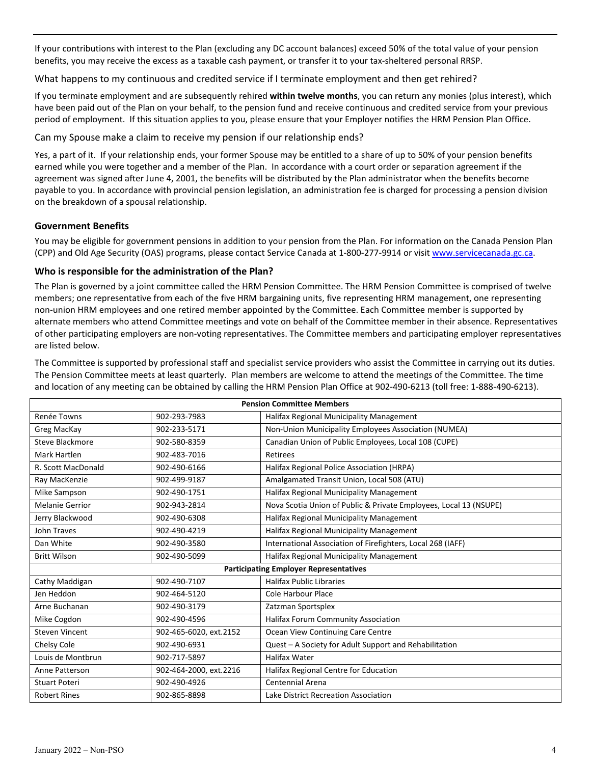If your contributions with interest to the Plan (excluding any DC account balances) exceed 50% of the total value of your pension benefits, you may receive the excess as a taxable cash payment, or transfer it to your tax-sheltered personal RRSP.

### What happens to my continuous and credited service if I terminate employment and then get rehired?

If you terminate employment and are subsequently rehired **within twelve months**, you can return any monies (plus interest), which have been paid out of the Plan on your behalf, to the pension fund and receive continuous and credited service from your previous period of employment. If this situation applies to you, please ensure that your Employer notifies the HRM Pension Plan Office.

### Can my Spouse make a claim to receive my pension if our relationship ends?

Yes, a part of it. If your relationship ends, your former Spouse may be entitled to a share of up to 50% of your pension benefits earned while you were together and a member of the Plan. In accordance with a court order or separation agreement if the agreement was signed after June 4, 2001, the benefits will be distributed by the Plan administrator when the benefits become payable to you. In accordance with provincial pension legislation, an administration fee is charged for processing a pension division on the breakdown of a spousal relationship.

## Government Benefits

You may be eligible for government pensions in addition to your pension from the Plan. For information on the Canada Pension Plan (CPP) and Old Age Security (OAS) programs, please contact Service Canada at 1-800-277-9914 or visit www.servicecanada.gc.ca.

## Who is responsible for the administration of the Plan?

The Plan is governed by a joint committee called the HRM Pension Committee. The HRM Pension Committee is comprised of twelve members; one representative from each of the five HRM bargaining units, five representing HRM management, one representing non-union HRM employees and one retired member appointed by the Committee. Each Committee member is supported by alternate members who attend Committee meetings and vote on behalf of the Committee member in their absence. Representatives of other participating employers are non-voting representatives. The Committee members and participating employer representatives are listed below.

The Committee is supported by professional staff and specialist service providers who assist the Committee in carrying out its duties. The Pension Committee meets at least quarterly. Plan members are welcome to attend the meetings of the Committee. The time and location of any meeting can be obtained by calling the HRM Pension Plan Office at 902-490-6213 (toll free: 1-888-490-6213).

| **Pension Committee Members** | | |
|---|---|---|
| Renée Towns | 902-293-7983 | Halifax Regional Municipality Management |
| Greg MacKay | 902-233-5171 | Non-Union Municipality Employees Association (NUMEA) |
| Steve Blackmore | 902-580-8359 | Canadian Union of Public Employees, Local 108 (CUPE) |
| Mark Hartlen | 902-483-7016 | Retirees |
| R. Scott MacDonald | 902-490-6166 | Halifax Regional Police Association (HRPA) |
| Ray MacKenzie | 902-499-9187 | Amalgamated Transit Union, Local 508 (ATU) |
| Mike Sampson | 902-490-1751 | Halifax Regional Municipality Management |
| Melanie Gerrior | 902-943-2814 | Nova Scotia Union of Public & Private Employees, Local 13 (NSUPE) |
| Jerry Blackwood | 902-490-6308 | Halifax Regional Municipality Management |
| John Traves | 902-490-4219 | Halifax Regional Municipality Management |
| Dan White | 902-490-3580 | International Association of Firefighters, Local 268 (IAFF) |
| Britt Wilson | 902-490-5099 | Halifax Regional Municipality Management |
| **Participating Employer Representatives** | | |
| Cathy Maddigan | 902-490-7107 | Halifax Public Libraries |
| Jen Heddon | 902-464-5120 | Cole Harbour Place |
| Arne Buchanan | 902-490-3179 | Zatzman Sportsplex |
| Mike Cogdon | 902-490-4596 | Halifax Forum Community Association |
| Steven Vincent | 902-465-6020, ext.2152 | Ocean View Continuing Care Centre |
| Chelsy Cole | 902-490-6931 | Quest – A Society for Adult Support and Rehabilitation |
| Louis de Montbrun | 902-717-5897 | Halifax Water |
| Anne Patterson | 902-464-2000, ext.2216 | Halifax Regional Centre for Education |
| Stuart Poteri | 902-490-4926 | Centennial Arena |
| Robert Rines | 902-865-8898 | Lake District Recreation Association |